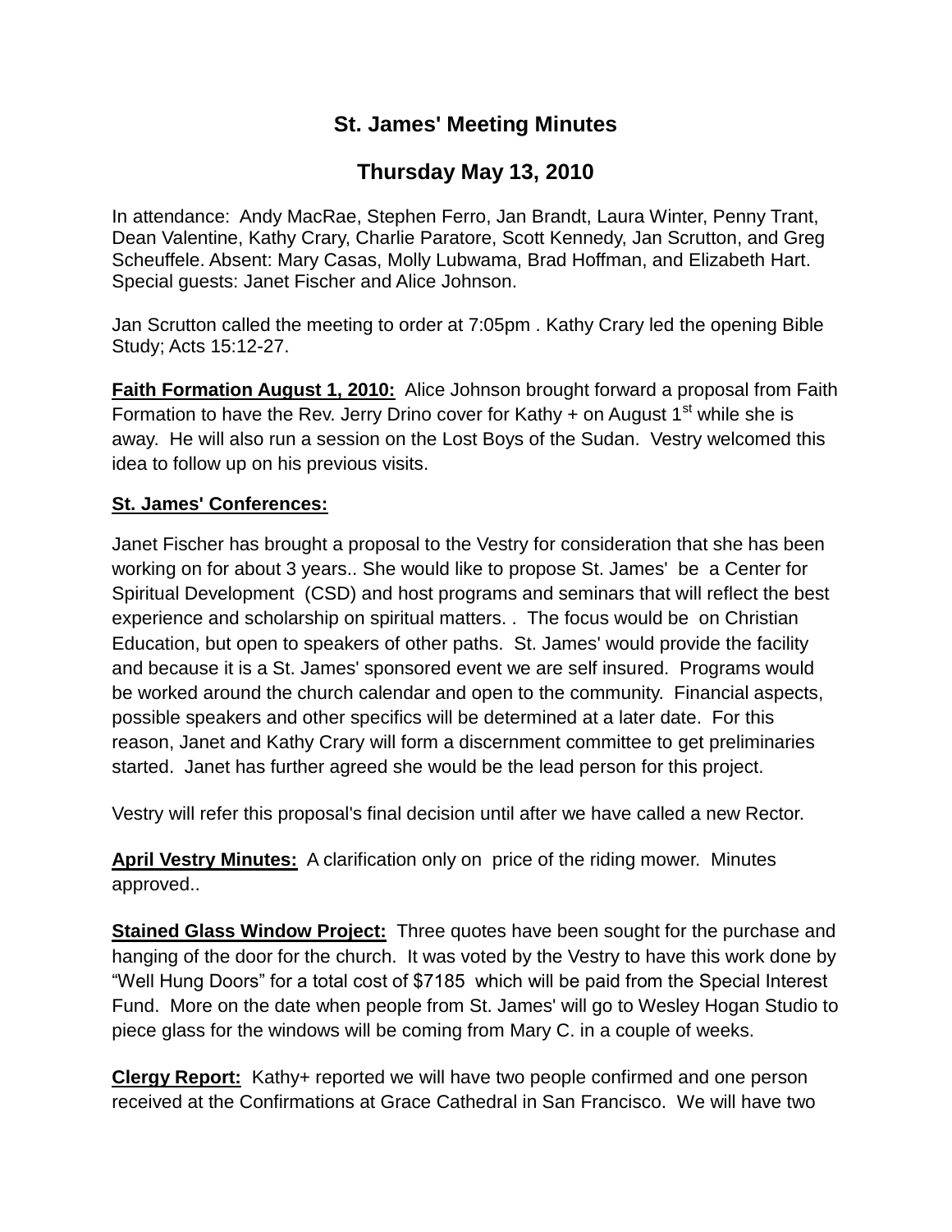# St. James' Meeting Minutes

## Thursday May 13, 2010

In attendance: Andy MacRae, Stephen Ferro, Jan Brandt, Laura Winter, Penny Trant, Dean Valentine, Kathy Crary, Charlie Paratore, Scott Kennedy, Jan Scrutton, and Greg Scheuffele. Absent: Mary Casas, Molly Lubwama, Brad Hoffman, and Elizabeth Hart. Special guests: Janet Fischer and Alice Johnson.

Jan Scrutton called the meeting to order at 7:05pm . Kathy Crary led the opening Bible Study; Acts 15:12-27.

**Faith Formation August 1, 2010:** Alice Johnson brought forward a proposal from Faith Formation to have the Rev. Jerry Drino cover for Kathy + on August 1st while she is away. He will also run a session on the Lost Boys of the Sudan. Vestry welcomed this idea to follow up on his previous visits.

**St. James' Conferences:**

Janet Fischer has brought a proposal to the Vestry for consideration that she has been working on for about 3 years.. She would like to propose St. James' be a Center for Spiritual Development (CSD) and host programs and seminars that will reflect the best experience and scholarship on spiritual matters. . The focus would be on Christian Education, but open to speakers of other paths. St. James' would provide the facility and because it is a St. James' sponsored event we are self insured. Programs would be worked around the church calendar and open to the community. Financial aspects, possible speakers and other specifics will be determined at a later date. For this reason, Janet and Kathy Crary will form a discernment committee to get preliminaries started. Janet has further agreed she would be the lead person for this project.

Vestry will refer this proposal's final decision until after we have called a new Rector.

**April Vestry Minutes:** A clarification only on price of the riding mower. Minutes approved..

**Stained Glass Window Project:** Three quotes have been sought for the purchase and hanging of the door for the church. It was voted by the Vestry to have this work done by "Well Hung Doors" for a total cost of $7185 which will be paid from the Special Interest Fund. More on the date when people from St. James' will go to Wesley Hogan Studio to piece glass for the windows will be coming from Mary C. in a couple of weeks.

**Clergy Report:** Kathy+ reported we will have two people confirmed and one person received at the Confirmations at Grace Cathedral in San Francisco. We will have two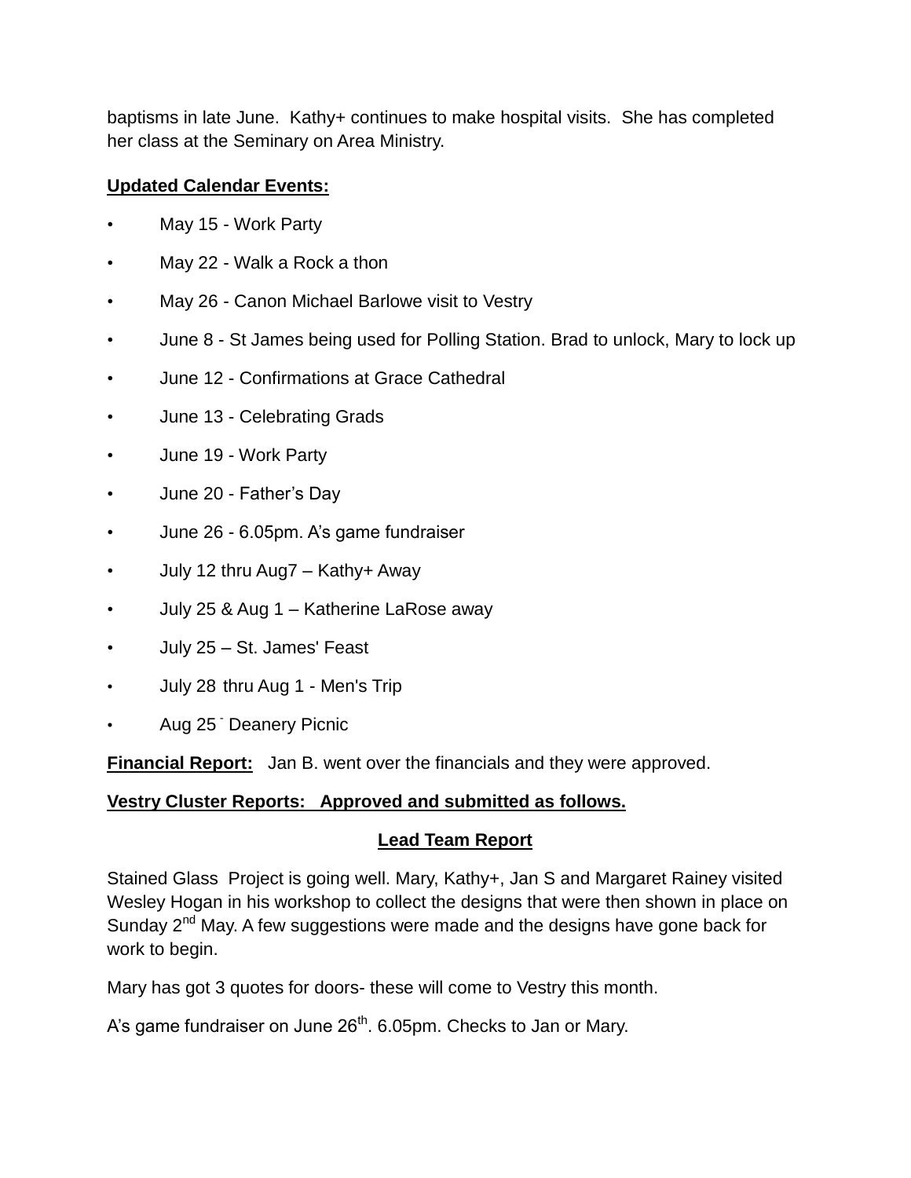baptisms in late June. Kathy+ continues to make hospital visits. She has completed her class at the Seminary on Area Ministry.

**Updated Calendar Events:**

- May 15 - Work Party
- May 22 - Walk a Rock a thon
- May 26 - Canon Michael Barlowe visit to Vestry
- June 8 - St James being used for Polling Station. Brad to unlock, Mary to lock up
- June 12 - Confirmations at Grace Cathedral
- June 13 - Celebrating Grads
- June 19 - Work Party
- June 20 - Father's Day
- June 26 - 6.05pm. A's game fundraiser
- July 12 thru Aug7 – Kathy+ Away
- July 25 & Aug 1 – Katherine LaRose away
- July 25 – St. James' Feast
- July 28 thru Aug 1 - Men's Trip
- Aug 25 - Deanery Picnic

**Financial Report:** Jan B. went over the financials and they were approved.

**Vestry Cluster Reports: Approved and submitted as follows.**

**Lead Team Report**

Stained Glass Project is going well. Mary, Kathy+, Jan S and Margaret Rainey visited Wesley Hogan in his workshop to collect the designs that were then shown in place on Sunday 2nd May. A few suggestions were made and the designs have gone back for work to begin.

Mary has got 3 quotes for doors- these will come to Vestry this month.

A's game fundraiser on June 26th. 6.05pm. Checks to Jan or Mary.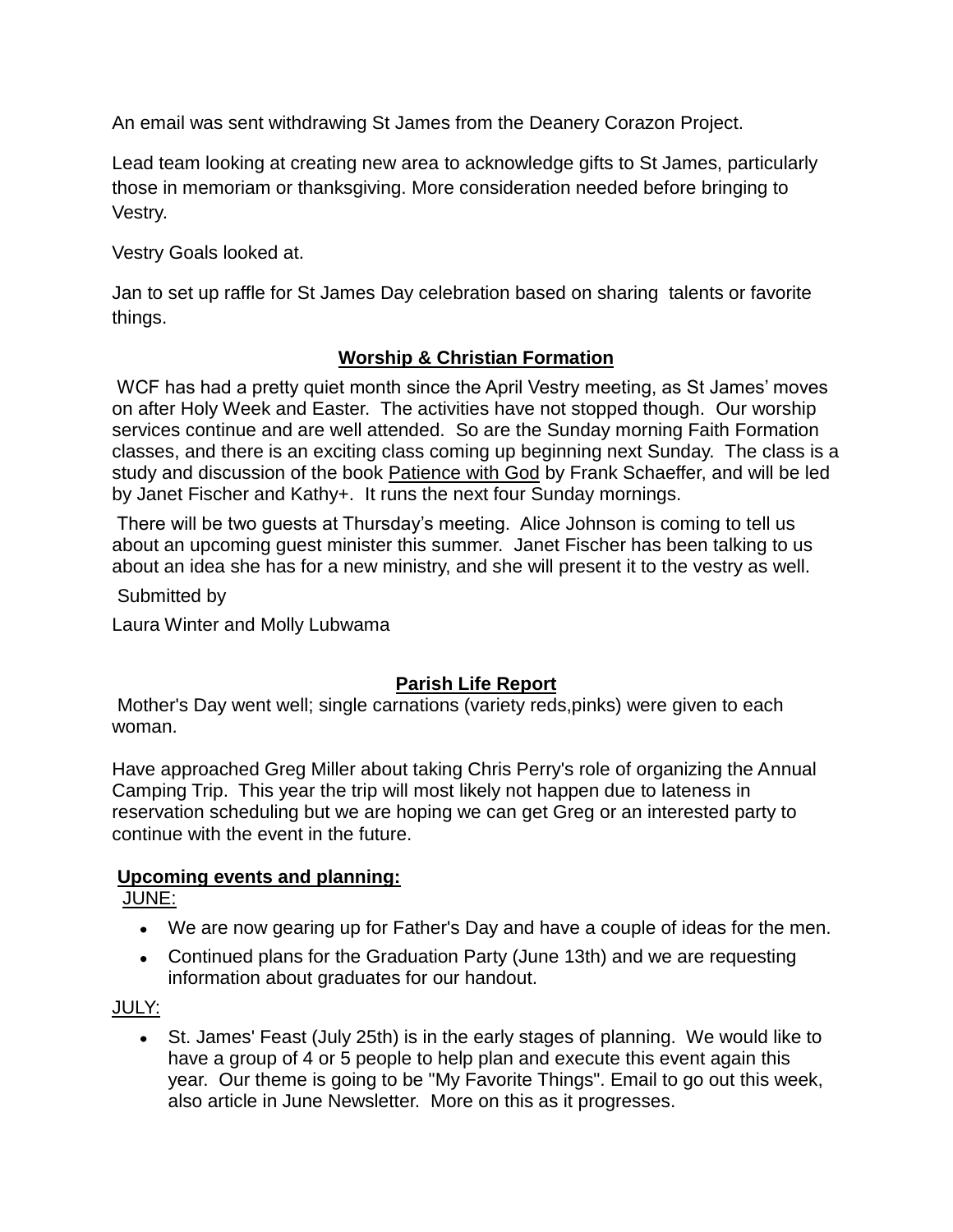An email was sent withdrawing St James from the Deanery Corazon Project.

Lead team looking at creating new area to acknowledge gifts to St James, particularly those in memoriam or thanksgiving. More consideration needed before bringing to Vestry.

Vestry Goals looked at.

Jan to set up raffle for St James Day celebration based on sharing talents or favorite things.

## Worship & Christian Formation

WCF has had a pretty quiet month since the April Vestry meeting, as St James' moves on after Holy Week and Easter. The activities have not stopped though. Our worship services continue and are well attended. So are the Sunday morning Faith Formation classes, and there is an exciting class coming up beginning next Sunday. The class is a study and discussion of the book Patience with God by Frank Schaeffer, and will be led by Janet Fischer and Kathy+. It runs the next four Sunday mornings.

There will be two guests at Thursday's meeting. Alice Johnson is coming to tell us about an upcoming guest minister this summer. Janet Fischer has been talking to us about an idea she has for a new ministry, and she will present it to the vestry as well.

Submitted by

Laura Winter and Molly Lubwama

## Parish Life Report

Mother's Day went well; single carnations (variety reds,pinks) were given to each woman.

Have approached Greg Miller about taking Chris Perry's role of organizing the Annual Camping Trip. This year the trip will most likely not happen due to lateness in reservation scheduling but we are hoping we can get Greg or an interested party to continue with the event in the future.

**Upcoming events and planning:**

JUNE:

- We are now gearing up for Father's Day and have a couple of ideas for the men.
- Continued plans for the Graduation Party (June 13th) and we are requesting information about graduates for our handout.

JULY:

- St. James' Feast (July 25th) is in the early stages of planning. We would like to have a group of 4 or 5 people to help plan and execute this event again this year. Our theme is going to be "My Favorite Things". Email to go out this week, also article in June Newsletter. More on this as it progresses.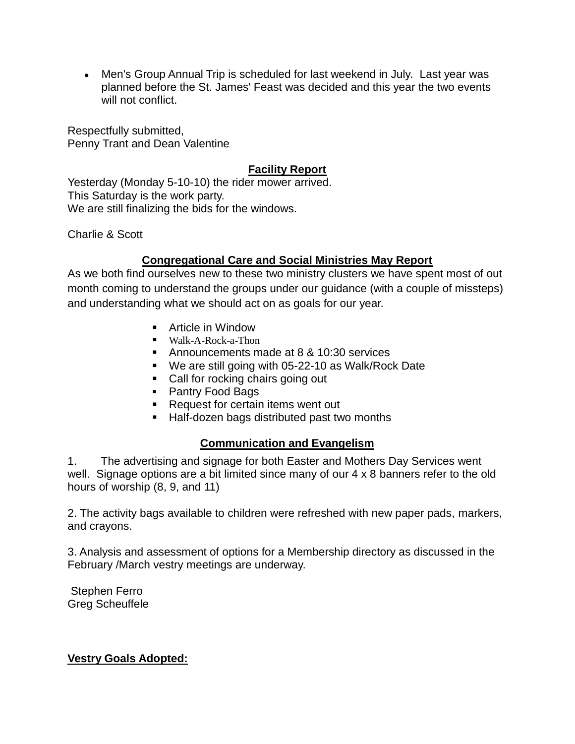- Men's Group Annual Trip is scheduled for last weekend in July. Last year was planned before the St. James' Feast was decided and this year the two events will not conflict.

Respectfully submitted,
Penny Trant and Dean Valentine

## Facility Report

Yesterday (Monday 5-10-10) the rider mower arrived.
This Saturday is the work party.
We are still finalizing the bids for the windows.

Charlie & Scott

## Congregational Care and Social Ministries May Report

As we both find ourselves new to these two ministry clusters we have spent most of out month coming to understand the groups under our guidance (with a couple of missteps) and understanding what we should act on as goals for our year.

- Article in Window
- Walk-A-Rock-a-Thon
- Announcements made at 8 & 10:30 services
- We are still going with 05-22-10 as Walk/Rock Date
- Call for rocking chairs going out
- Pantry Food Bags
- Request for certain items went out
- Half-dozen bags distributed past two months

## Communication and Evangelism

1. The advertising and signage for both Easter and Mothers Day Services went well. Signage options are a bit limited since many of our 4 x 8 banners refer to the old hours of worship (8, 9, and 11)

2. The activity bags available to children were refreshed with new paper pads, markers, and crayons.

3. Analysis and assessment of options for a Membership directory as discussed in the February /March vestry meetings are underway.

Stephen Ferro
Greg Scheuffele

**Vestry Goals Adopted:**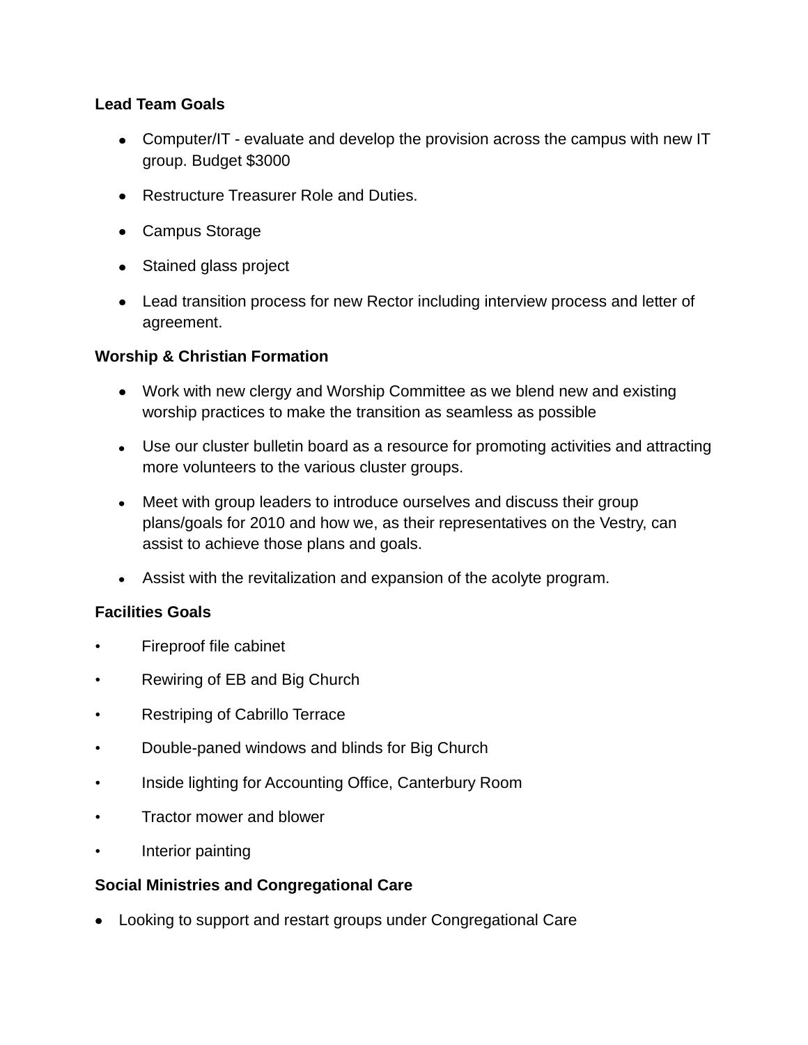**Lead Team Goals**

- Computer/IT - evaluate and develop the provision across the campus with new IT group. Budget $3000
- Restructure Treasurer Role and Duties.
- Campus Storage
- Stained glass project
- Lead transition process for new Rector including interview process and letter of agreement.

**Worship & Christian Formation**

- Work with new clergy and Worship Committee as we blend new and existing worship practices to make the transition as seamless as possible
- Use our cluster bulletin board as a resource for promoting activities and attracting more volunteers to the various cluster groups.
- Meet with group leaders to introduce ourselves and discuss their group plans/goals for 2010 and how we, as their representatives on the Vestry, can assist to achieve those plans and goals.
- Assist with the revitalization and expansion of the acolyte program.

**Facilities Goals**

- Fireproof file cabinet
- Rewiring of EB and Big Church
- Restriping of Cabrillo Terrace
- Double-paned windows and blinds for Big Church
- Inside lighting for Accounting Office, Canterbury Room
- Tractor mower and blower
- Interior painting

**Social Ministries and Congregational Care**

- Looking to support and restart groups under Congregational Care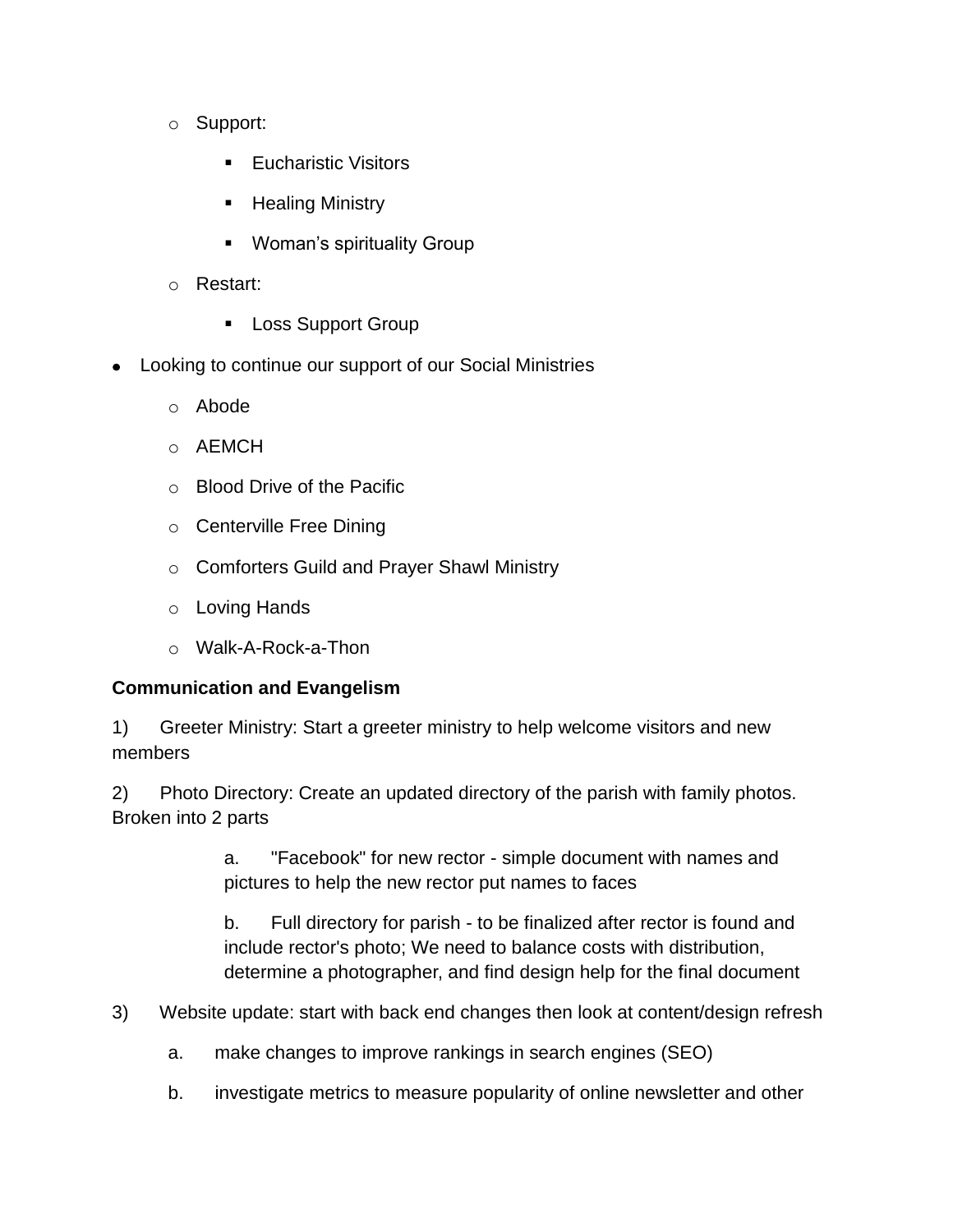- Support:
  - Eucharistic Visitors
  - Healing Ministry
  - Woman's spirituality Group
- Restart:
  - Loss Support Group

- Looking to continue our support of our Social Ministries
  - Abode
  - AEMCH
  - Blood Drive of the Pacific
  - Centerville Free Dining
  - Comforters Guild and Prayer Shawl Ministry
  - Loving Hands
  - Walk-A-Rock-a-Thon

**Communication and Evangelism**

1) Greeter Ministry: Start a greeter ministry to help welcome visitors and new members

2) Photo Directory: Create an updated directory of the parish with family photos. Broken into 2 parts

   a. "Facebook" for new rector - simple document with names and pictures to help the new rector put names to faces

   b. Full directory for parish - to be finalized after rector is found and include rector's photo; We need to balance costs with distribution, determine a photographer, and find design help for the final document

3) Website update: start with back end changes then look at content/design refresh

   a. make changes to improve rankings in search engines (SEO)

   b. investigate metrics to measure popularity of online newsletter and other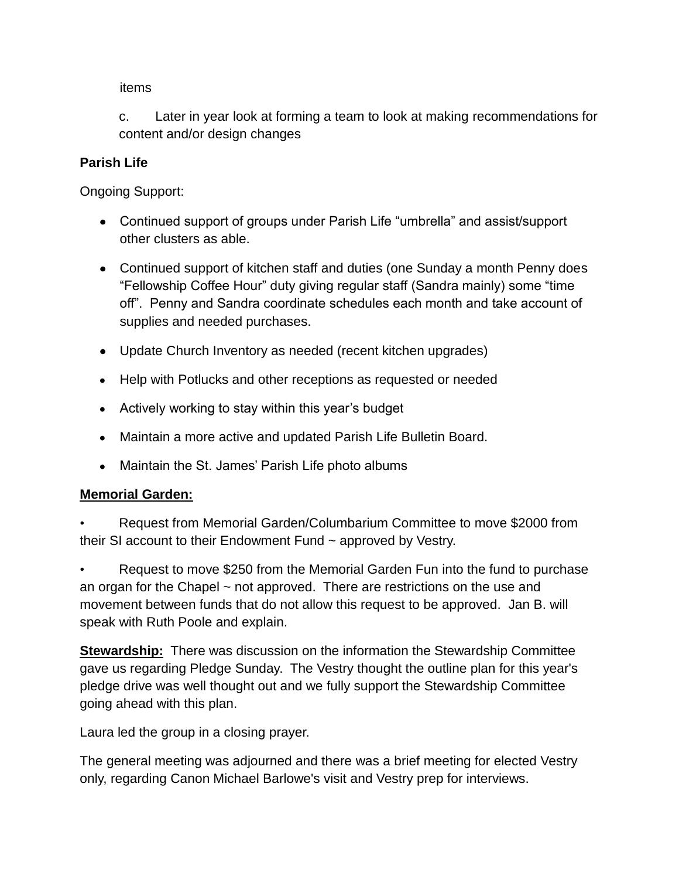items

c. Later in year look at forming a team to look at making recommendations for content and/or design changes

**Parish Life**

Ongoing Support:

- Continued support of groups under Parish Life "umbrella" and assist/support other clusters as able.
- Continued support of kitchen staff and duties (one Sunday a month Penny does "Fellowship Coffee Hour" duty giving regular staff (Sandra mainly) some "time off". Penny and Sandra coordinate schedules each month and take account of supplies and needed purchases.
- Update Church Inventory as needed (recent kitchen upgrades)
- Help with Potlucks and other receptions as requested or needed
- Actively working to stay within this year's budget
- Maintain a more active and updated Parish Life Bulletin Board.
- Maintain the St. James' Parish Life photo albums

**Memorial Garden:**

• Request from Memorial Garden/Columbarium Committee to move $2000 from their SI account to their Endowment Fund ~ approved by Vestry.

• Request to move $250 from the Memorial Garden Fun into the fund to purchase an organ for the Chapel ~ not approved. There are restrictions on the use and movement between funds that do not allow this request to be approved. Jan B. will speak with Ruth Poole and explain.

**Stewardship:** There was discussion on the information the Stewardship Committee gave us regarding Pledge Sunday. The Vestry thought the outline plan for this year's pledge drive was well thought out and we fully support the Stewardship Committee going ahead with this plan.

Laura led the group in a closing prayer.

The general meeting was adjourned and there was a brief meeting for elected Vestry only, regarding Canon Michael Barlowe's visit and Vestry prep for interviews.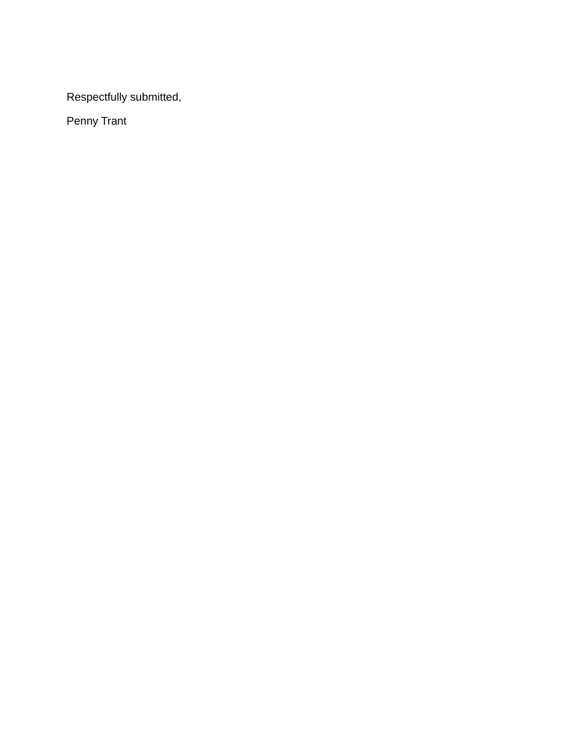Respectfully submitted,

Penny Trant